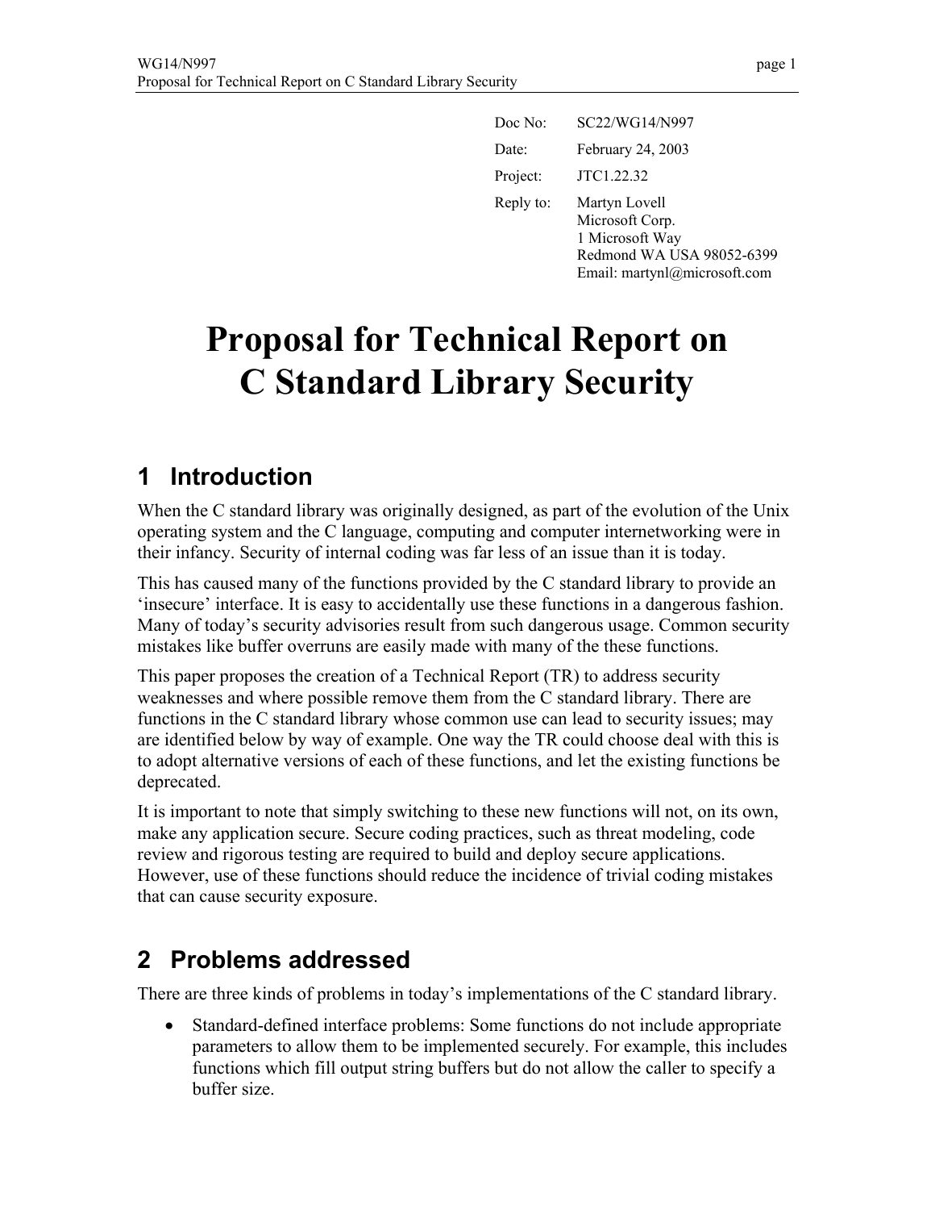Doc No: SC22/WG14/N997

Date: February 24, 2003

Project: JTC1.22.32

Reply to: Martyn Lovell
Microsoft Corp.
1 Microsoft Way
Redmond WA USA 98052-6399
Email: martynl@microsoft.com

# Proposal for Technical Report on C Standard Library Security

## 1 Introduction

When the C standard library was originally designed, as part of the evolution of the Unix operating system and the C language, computing and computer internetworking were in their infancy. Security of internal coding was far less of an issue than it is today.

This has caused many of the functions provided by the C standard library to provide an 'insecure' interface. It is easy to accidentally use these functions in a dangerous fashion. Many of today's security advisories result from such dangerous usage. Common security mistakes like buffer overruns are easily made with many of the these functions.

This paper proposes the creation of a Technical Report (TR) to address security weaknesses and where possible remove them from the C standard library. There are functions in the C standard library whose common use can lead to security issues; may are identified below by way of example. One way the TR could choose deal with this is to adopt alternative versions of each of these functions, and let the existing functions be deprecated.

It is important to note that simply switching to these new functions will not, on its own, make any application secure. Secure coding practices, such as threat modeling, code review and rigorous testing are required to build and deploy secure applications. However, use of these functions should reduce the incidence of trivial coding mistakes that can cause security exposure.

## 2 Problems addressed

There are three kinds of problems in today's implementations of the C standard library.

- Standard-defined interface problems: Some functions do not include appropriate parameters to allow them to be implemented securely. For example, this includes functions which fill output string buffers but do not allow the caller to specify a buffer size.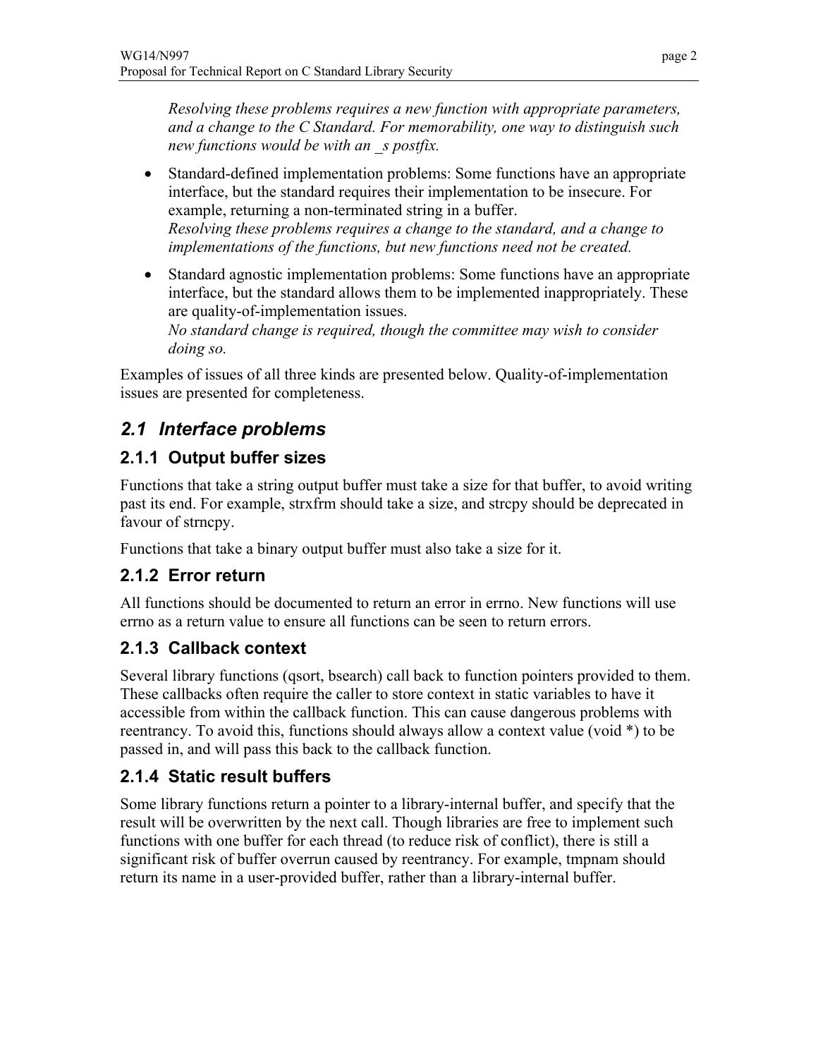*Resolving these problems requires a new function with appropriate parameters, and a change to the C Standard. For memorability, one way to distinguish such new functions would be with an _s postfix.*

- Standard-defined implementation problems: Some functions have an appropriate interface, but the standard requires their implementation to be insecure. For example, returning a non-terminated string in a buffer.
  *Resolving these problems requires a change to the standard, and a change to implementations of the functions, but new functions need not be created.*

- Standard agnostic implementation problems: Some functions have an appropriate interface, but the standard allows them to be implemented inappropriately. These are quality-of-implementation issues.
  *No standard change is required, though the committee may wish to consider doing so.*

Examples of issues of all three kinds are presented below. Quality-of-implementation issues are presented for completeness.

## *2.1 Interface problems*

### 2.1.1 Output buffer sizes

Functions that take a string output buffer must take a size for that buffer, to avoid writing past its end. For example, strxfrm should take a size, and strcpy should be deprecated in favour of strncpy.

Functions that take a binary output buffer must also take a size for it.

### 2.1.2 Error return

All functions should be documented to return an error in errno. New functions will use errno as a return value to ensure all functions can be seen to return errors.

### 2.1.3 Callback context

Several library functions (qsort, bsearch) call back to function pointers provided to them. These callbacks often require the caller to store context in static variables to have it accessible from within the callback function. This can cause dangerous problems with reentrancy. To avoid this, functions should always allow a context value (void *) to be passed in, and will pass this back to the callback function.

### 2.1.4 Static result buffers

Some library functions return a pointer to a library-internal buffer, and specify that the result will be overwritten by the next call. Though libraries are free to implement such functions with one buffer for each thread (to reduce risk of conflict), there is still a significant risk of buffer overrun caused by reentrancy. For example, tmpnam should return its name in a user-provided buffer, rather than a library-internal buffer.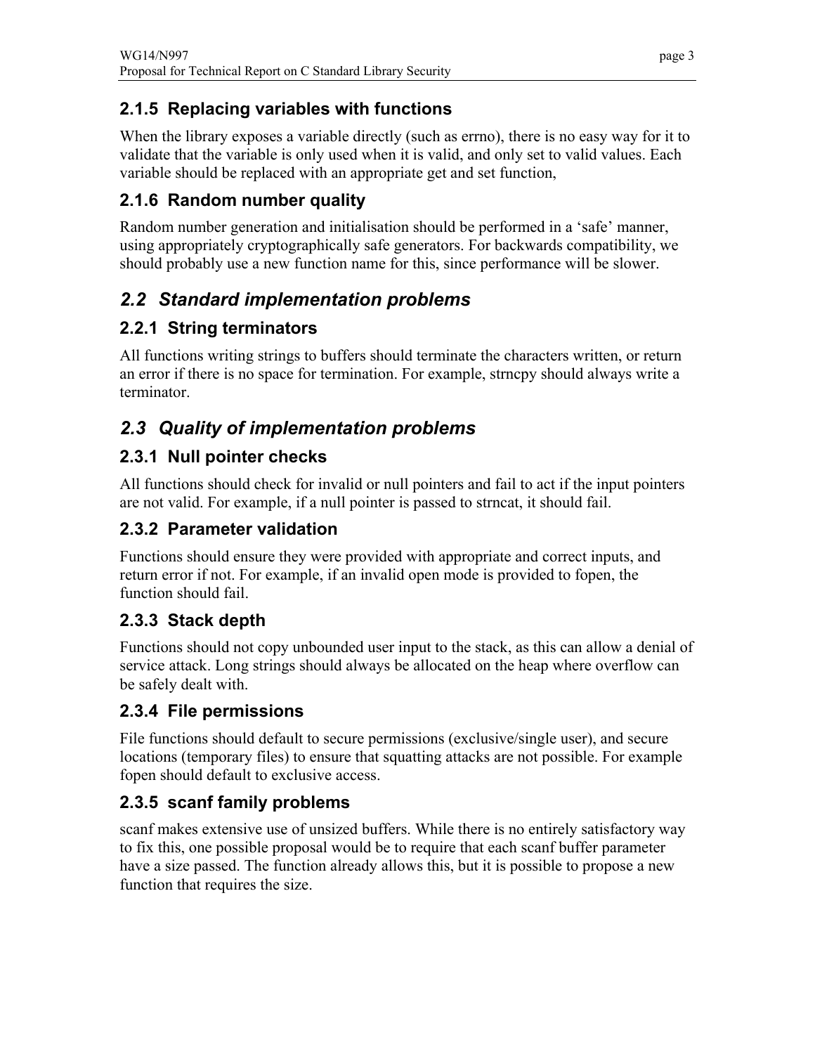### 2.1.5 Replacing variables with functions

When the library exposes a variable directly (such as errno), there is no easy way for it to validate that the variable is only used when it is valid, and only set to valid values. Each variable should be replaced with an appropriate get and set function,

### 2.1.6 Random number quality

Random number generation and initialisation should be performed in a 'safe' manner, using appropriately cryptographically safe generators. For backwards compatibility, we should probably use a new function name for this, since performance will be slower.

## *2.2 Standard implementation problems*

### 2.2.1 String terminators

All functions writing strings to buffers should terminate the characters written, or return an error if there is no space for termination. For example, strncpy should always write a terminator.

## *2.3 Quality of implementation problems*

### 2.3.1 Null pointer checks

All functions should check for invalid or null pointers and fail to act if the input pointers are not valid. For example, if a null pointer is passed to strncat, it should fail.

### 2.3.2 Parameter validation

Functions should ensure they were provided with appropriate and correct inputs, and return error if not. For example, if an invalid open mode is provided to fopen, the function should fail.

### 2.3.3 Stack depth

Functions should not copy unbounded user input to the stack, as this can allow a denial of service attack. Long strings should always be allocated on the heap where overflow can be safely dealt with.

### 2.3.4 File permissions

File functions should default to secure permissions (exclusive/single user), and secure locations (temporary files) to ensure that squatting attacks are not possible. For example fopen should default to exclusive access.

### 2.3.5 scanf family problems

scanf makes extensive use of unsized buffers. While there is no entirely satisfactory way to fix this, one possible proposal would be to require that each scanf buffer parameter have a size passed. The function already allows this, but it is possible to propose a new function that requires the size.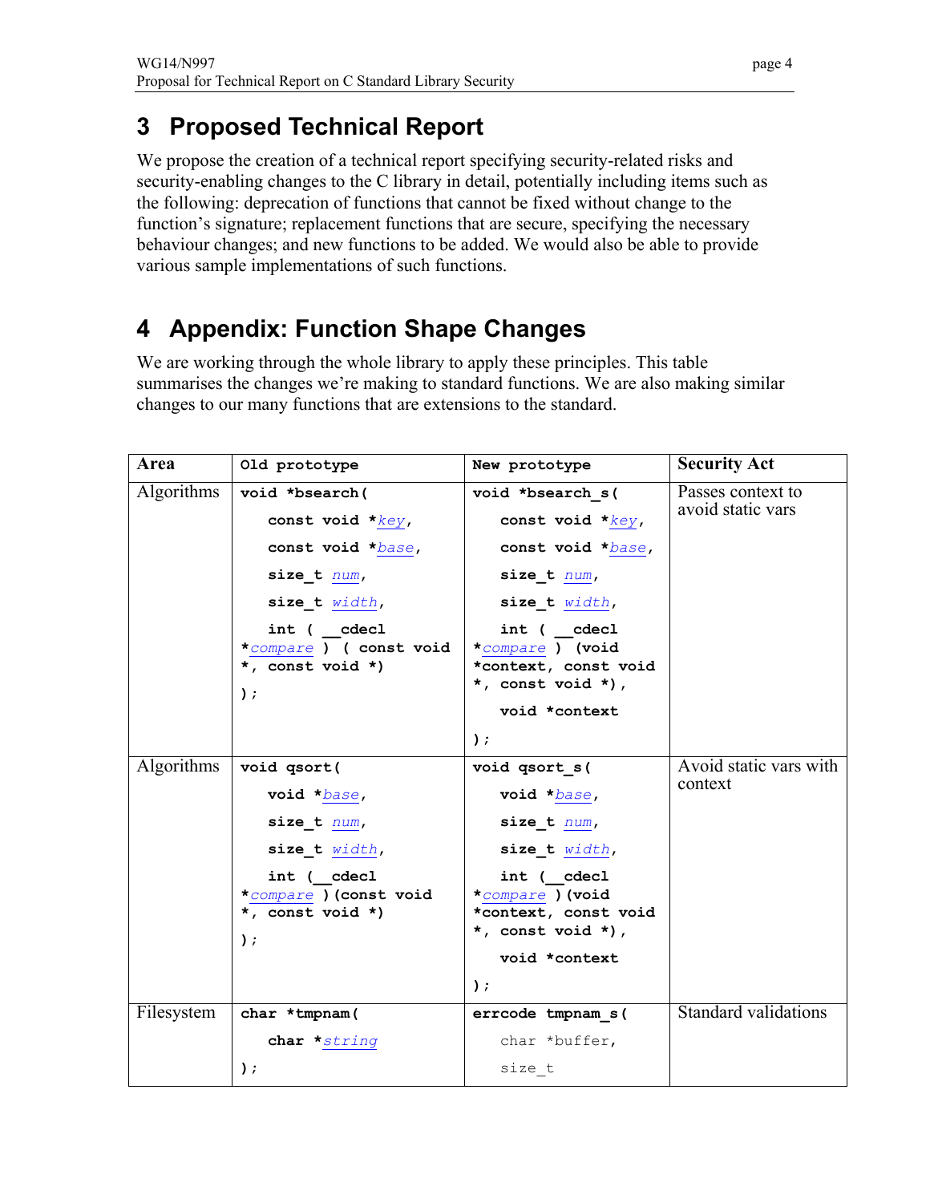## 3 Proposed Technical Report

We propose the creation of a technical report specifying security-related risks and security-enabling changes to the C library in detail, potentially including items such as the following: deprecation of functions that cannot be fixed without change to the function's signature; replacement functions that are secure, specifying the necessary behaviour changes; and new functions to be added. We would also be able to provide various sample implementations of such functions.

## 4 Appendix: Function Shape Changes

We are working through the whole library to apply these principles. This table summarises the changes we're making to standard functions. We are also making similar changes to our many functions that are extensions to the standard.

| Area | Old prototype | New prototype | Security Act |
|---|---|---|---|
| Algorithms | `void *bsearch( const void *key, const void *base, size_t num, size_t width, int ( __cdecl *compare ) ( const void *, const void *) );` | `void *bsearch_s( const void *key, const void *base, size_t num, size_t width, int ( __cdecl *compare ) (void *context, const void *, const void *), void *context );` | Passes context to avoid static vars |
| Algorithms | `void qsort( void *base, size_t num, size_t width, int (__cdecl *compare )(const void *, const void *) );` | `void qsort_s( void *base, size_t num, size_t width, int (__cdecl *compare )(void *context, const void *, const void *), void *context );` | Avoid static vars with context |
| Filesystem | `char *tmpnam( char *string );` | `errcode tmpnam_s( char *buffer, size_t` | Standard validations |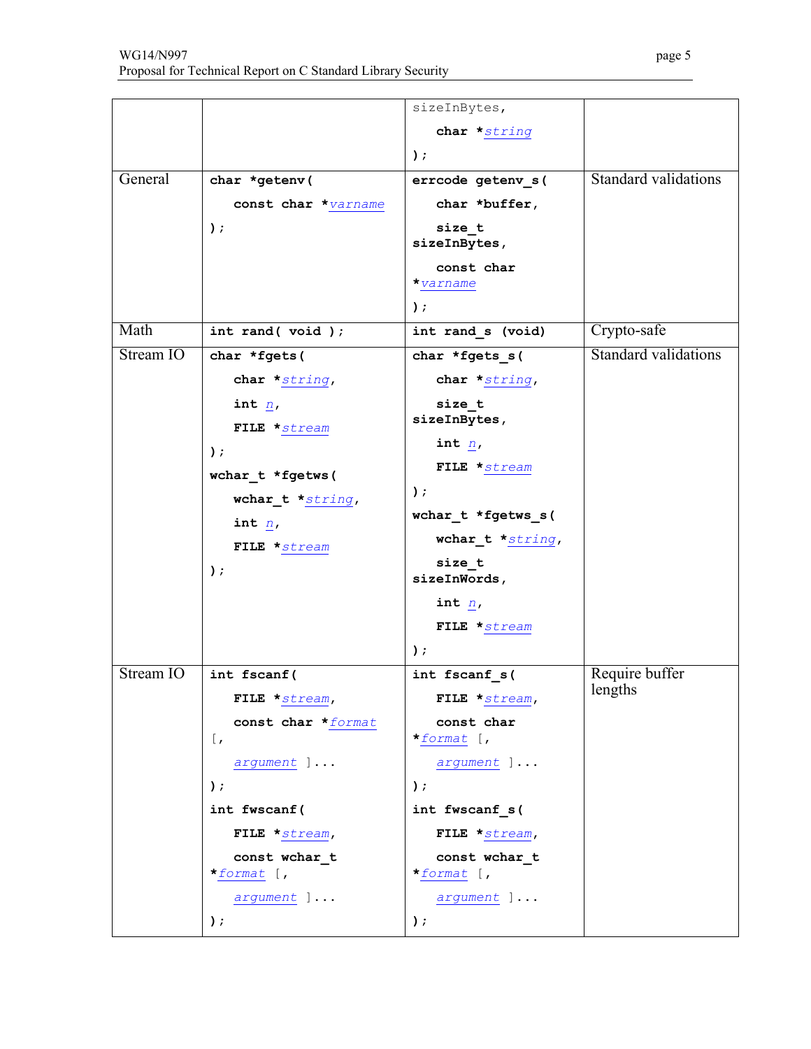| | | | |
|---|---|---|---|
| | | sizeInBytes,<br>char *string<br>); | |
| General | char *getenv(<br>const char *varname<br>); | errcode getenv_s(<br>char *buffer,<br>size_t sizeInBytes,<br>const char *varname<br>); | Standard validations |
| Math | int rand( void ); | int rand_s (void) | Crypto-safe |
| Stream IO | char *fgets(<br>char *string,<br>int n,<br>FILE *stream<br>);<br>wchar_t *fgetws(<br>wchar_t *string,<br>int n,<br>FILE *stream<br>); | char *fgets_s(<br>char *string,<br>size_t sizeInBytes,<br>int n,<br>FILE *stream<br>);<br>wchar_t *fgetws_s(<br>wchar_t *string,<br>size_t sizeInWords,<br>int n,<br>FILE *stream<br>); | Standard validations |
| Stream IO | int fscanf(<br>FILE *stream,<br>const char *format [,<br>argument ]...<br>);<br>int fwscanf(<br>FILE *stream,<br>const wchar_t *format [,<br>argument ]...<br>); | int fscanf_s(<br>FILE *stream,<br>const char *format [,<br>argument ]...<br>);<br>int fwscanf_s(<br>FILE *stream,<br>const wchar_t *format [,<br>argument ]...<br>); | Require buffer lengths |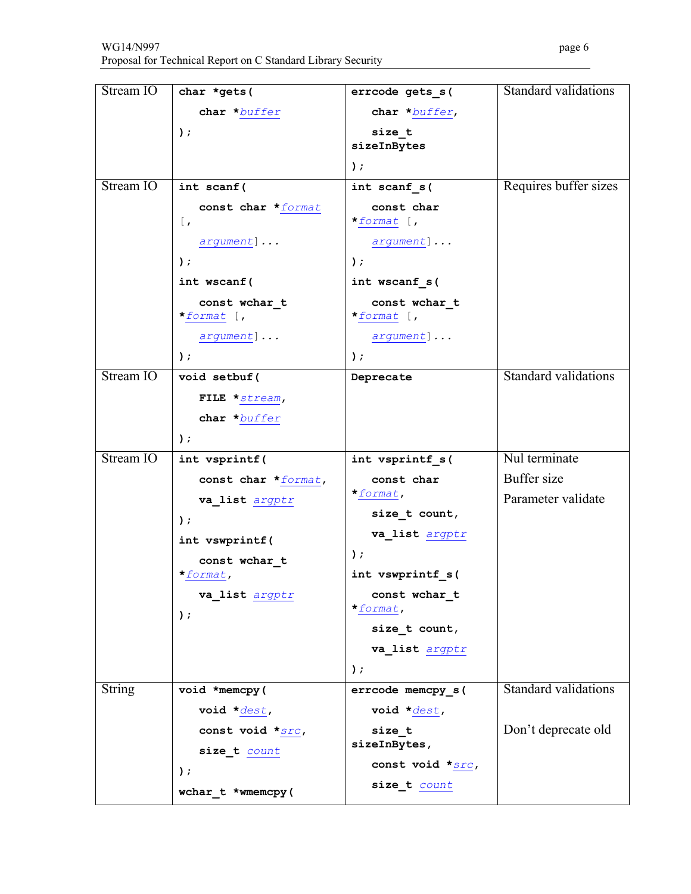| | | | |
|---|---|---|---|
| Stream IO | `char *gets( char *buffer );` | `errcode gets_s( char *buffer, size_t sizeInBytes );` | Standard validations |
| Stream IO | `int scanf( const char *format [, argument]... );` `int wscanf( const wchar_t *format [, argument]... );` | `int scanf_s( const char *format [, argument]... );` `int wscanf_s( const wchar_t *format [, argument]... );` | Requires buffer sizes |
| Stream IO | `void setbuf( FILE *stream, char *buffer );` | **Deprecate** | Standard validations |
| Stream IO | `int vsprintf( const char *format, va_list argptr );` `int vswprintf( const wchar_t *format, va_list argptr );` | `int vsprintf_s( const char *format, size_t count, va_list argptr );` `int vswprintf_s( const wchar_t *format, size_t count, va_list argptr );` | Nul terminate<br>Buffer size<br>Parameter validate |
| String | `void *memcpy( void *dest, const void *src, size_t count );` `wchar_t *wmemcpy(` | `errcode memcpy_s( void *dest, size_t sizeInBytes, const void *src, size_t count` | Standard validations<br><br>Don't deprecate old |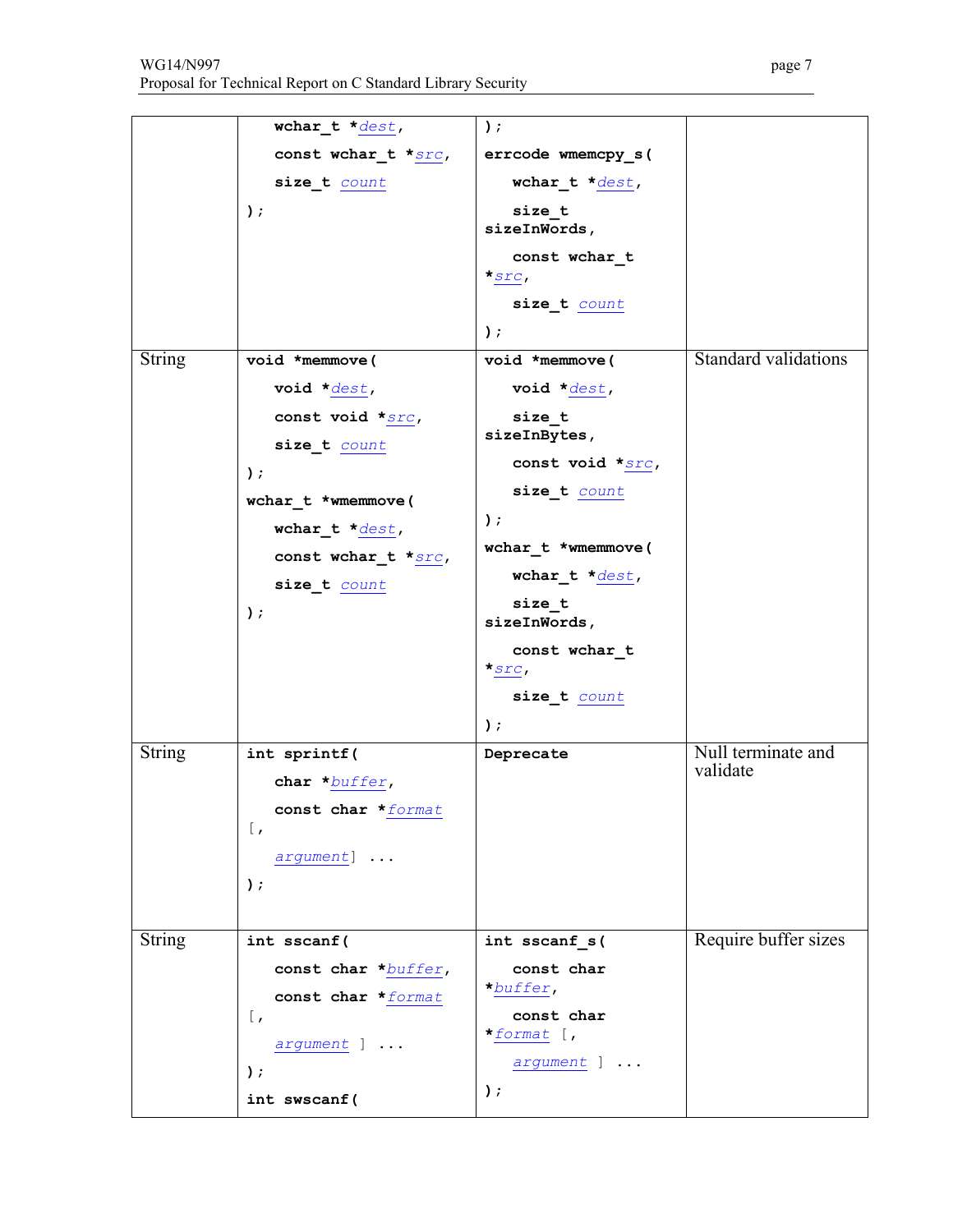| | | | |
|---|---|---|---|
| | wchar_t *dest,<br>const wchar_t *src,<br>size_t count<br>); | );<br>errcode wmemcpy_s(<br>wchar_t *dest,<br>size_t sizeInWords,<br>const wchar_t *src,<br>size_t count<br>); | |
| String | void *memmove(<br>void *dest,<br>const void *src,<br>size_t count<br>);<br>wchar_t *wmemmove(<br>wchar_t *dest,<br>const wchar_t *src,<br>size_t count<br>); | void *memmove(<br>void *dest,<br>size_t sizeInBytes,<br>const void *src,<br>size_t count<br>);<br>wchar_t *wmemmove(<br>wchar_t *dest,<br>size_t sizeInWords,<br>const wchar_t *src,<br>size_t count<br>); | Standard validations |
| String | int sprintf(<br>char *buffer,<br>const char *format [,<br>argument] ...<br>); | Deprecate | Null terminate and validate |
| String | int sscanf(<br>const char *buffer,<br>const char *format [,<br>argument ] ...<br>);<br>int swscanf( | int sscanf_s(<br>const char *buffer,<br>const char *format [,<br>argument ] ...<br>); | Require buffer sizes |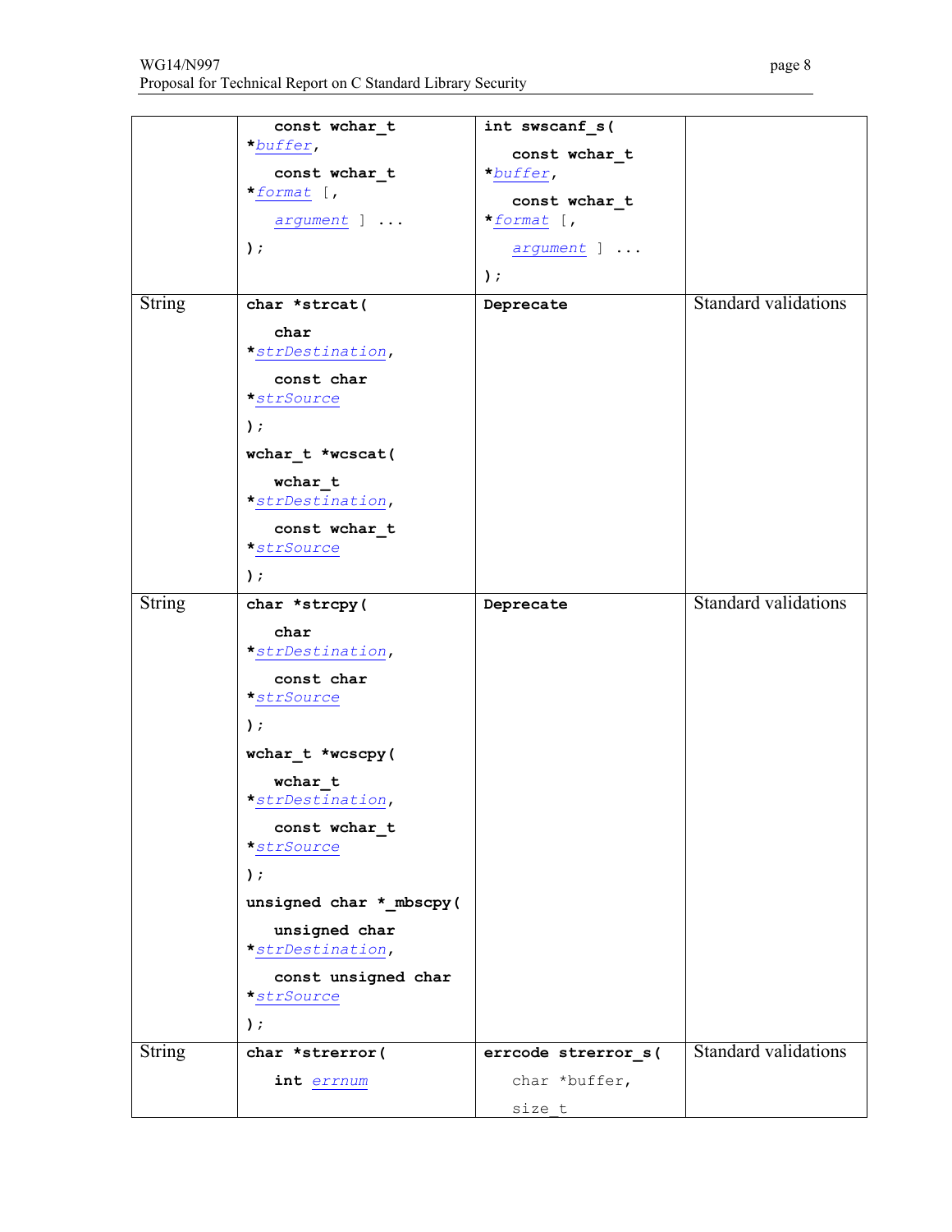| | | | |
|---|---|---|---|
| | const wchar_t *buffer,<br>const wchar_t *format [,<br>argument ] ...<br>); | int swscanf_s(<br>const wchar_t *buffer,<br>const wchar_t *format [,<br>argument ] ...<br>); | |
| String | char *strcat(<br>char *strDestination,<br>const char *strSource<br>);<br>wchar_t *wcscat(<br>wchar_t *strDestination,<br>const wchar_t *strSource<br>); | Deprecate | Standard validations |
| String | char *strcpy(<br>char *strDestination,<br>const char *strSource<br>);<br>wchar_t *wcscpy(<br>wchar_t *strDestination,<br>const wchar_t *strSource<br>);<br>unsigned char *_mbscpy(<br>unsigned char *strDestination,<br>const unsigned char *strSource<br>); | Deprecate | Standard validations |
| String | char *strerror(<br>int errnum | errcode strerror_s(<br>char *buffer,<br>size_t | Standard validations |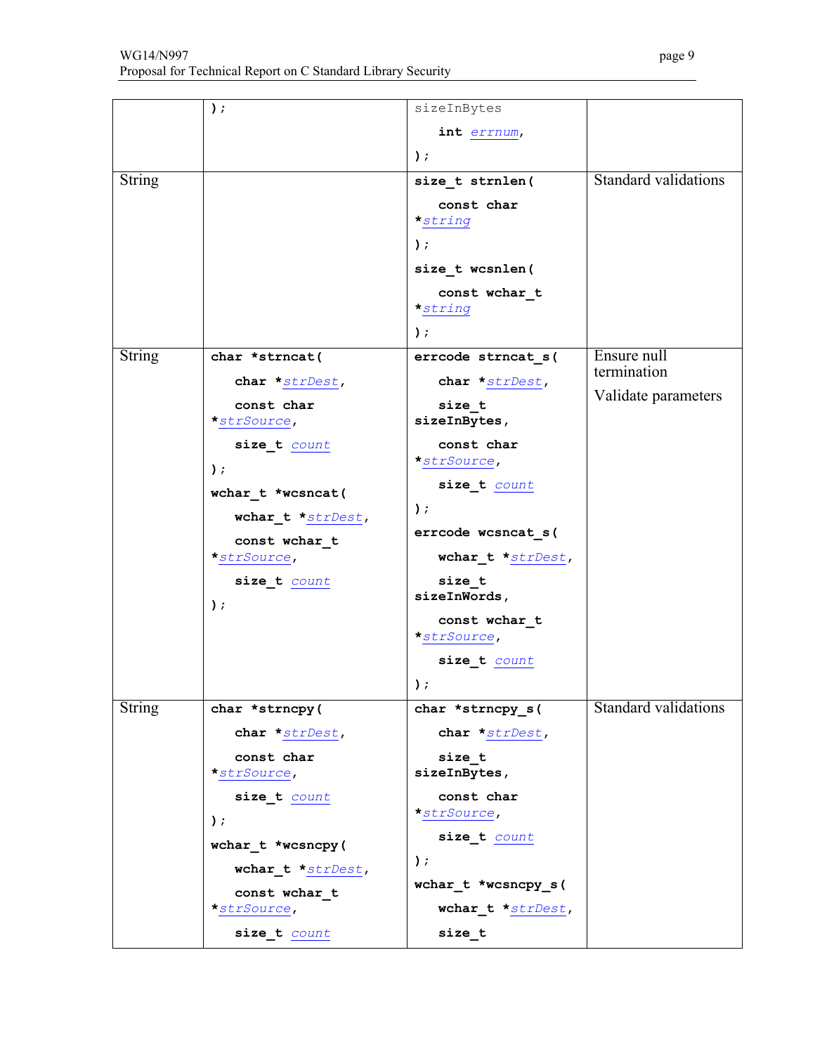| | | | |
|---|---|---|---|
| | ); | sizeInBytes<br>int errnum,<br>); | |
| String | | size_t strnlen(<br>const char *string<br>);<br>size_t wcsnlen(<br>const wchar_t *string<br>); | Standard validations |
| String | char *strncat(<br>char *strDest,<br>const char *strSource,<br>size_t count<br>);<br>wchar_t *wcsncat(<br>wchar_t *strDest,<br>const wchar_t *strSource,<br>size_t count<br>); | errcode strncat_s(<br>char *strDest,<br>size_t sizeInBytes,<br>const char *strSource,<br>size_t count<br>);<br>errcode wcsncat_s(<br>wchar_t *strDest,<br>size_t sizeInWords,<br>const wchar_t *strSource,<br>size_t count<br>); | Ensure null termination<br>Validate parameters |
| String | char *strncpy(<br>char *strDest,<br>const char *strSource,<br>size_t count<br>);<br>wchar_t *wcsncpy(<br>wchar_t *strDest,<br>const wchar_t *strSource,<br>size_t count | char *strncpy_s(<br>char *strDest,<br>size_t sizeInBytes,<br>const char *strSource,<br>size_t count<br>);<br>wchar_t *wcsncpy_s(<br>wchar_t *strDest,<br>size_t | Standard validations |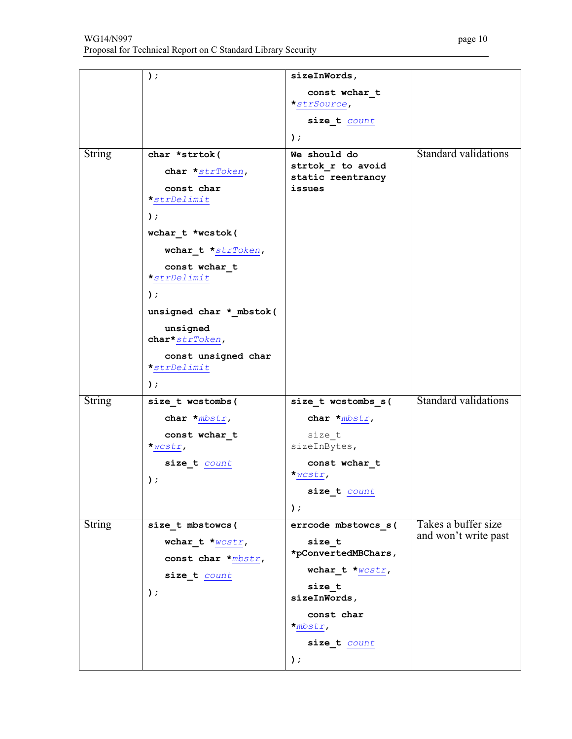| | | | |
|---|---|---|---|
| | ); | sizeInWords, const wchar_t *strSource, size_t count ); | |
| String | char *strtok( char *strToken, const char *strDelimit ); wchar_t *wcstok( wchar_t *strToken, const wchar_t *strDelimit ); unsigned char *_mbstok( unsigned char*strToken, const unsigned char *strDelimit ); | We should do strtok_r to avoid static reentrancy issues | Standard validations |
| String | size_t wcstombs( char *mbstr, const wchar_t *wcstr, size_t count ); | size_t wcstombs_s( char *mbstr, size_t sizeInBytes, const wchar_t *wcstr, size_t count ); | Standard validations |
| String | size_t mbstowcs( wchar_t *wcstr, const char *mbstr, size_t count ); | errcode mbstowcs_s( size_t *pConvertedMBChars, wchar_t *wcstr, size_t sizeInWords, const char *mbstr, size_t count ); | Takes a buffer size and won't write past |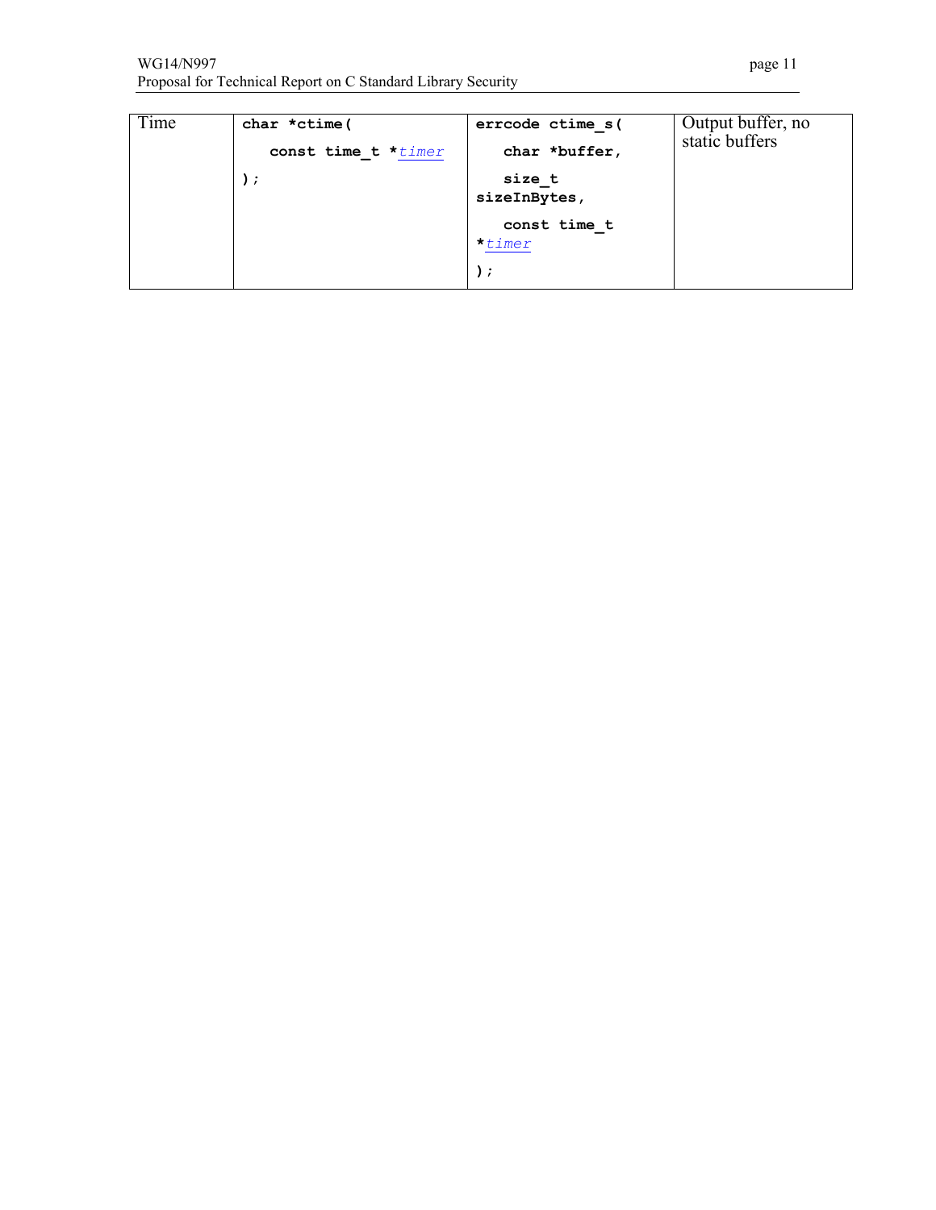| | | | |
|---|---|---|---|
| Time | **char \*ctime(** <br> **const time_t \***_timer_ <br> **);** | **errcode ctime_s(** <br> **char \*buffer,** <br> **size_t sizeInBytes,** <br> **const time_t \***_timer_ <br> **);** | Output buffer, no static buffers |